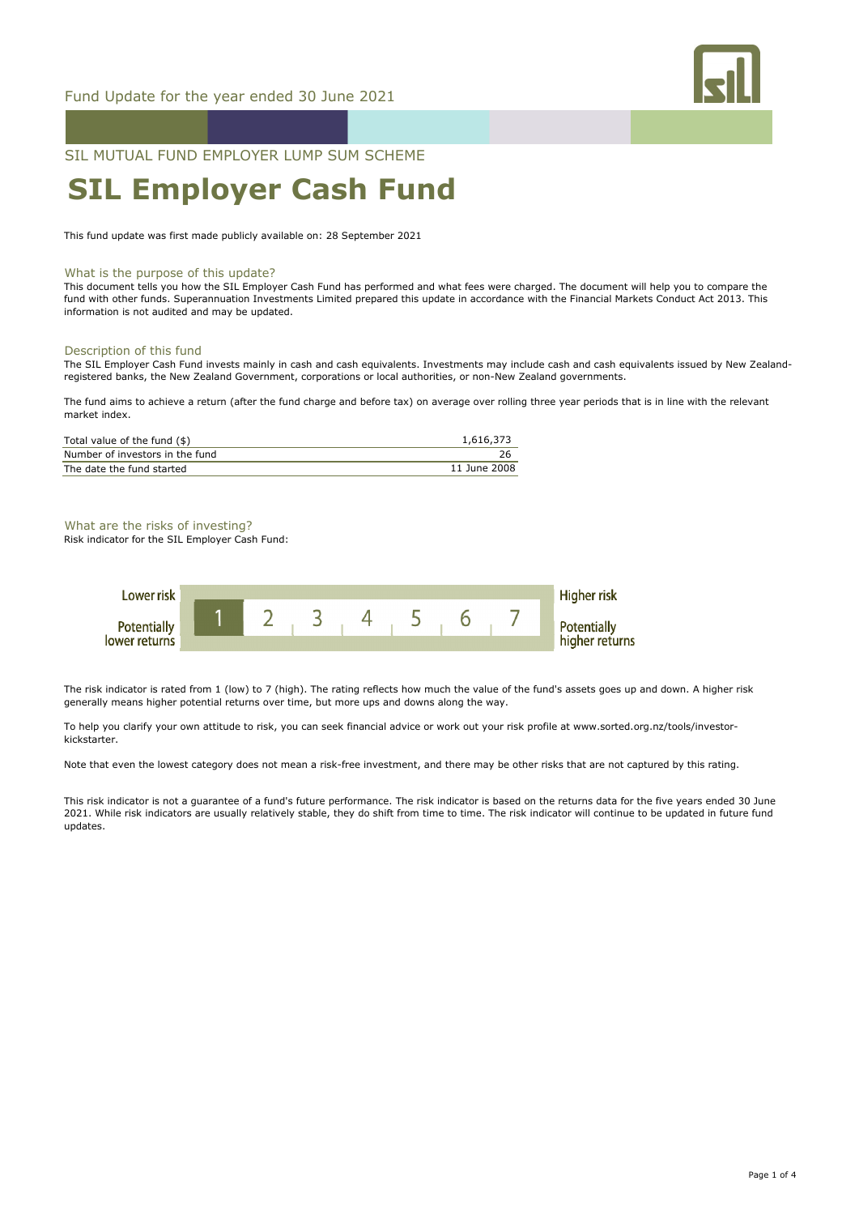Fund Update for the year ended 30 June 2021

SIL MUTUAL FUND EMPLOYER LUMP SUM SCHEME

# SIL Employer Cash Fund

This fund update was first made publicly available on: 28 September 2021

## What is the purpose of this update?

This document tells you how the SIL Employer Cash Fund has performed and what fees were charged. The document will help you to compare the fund with other funds. Superannuation Investments Limited prepared this update in accordance with the Financial Markets Conduct Act 2013. This information is not audited and may be updated.

## Description of this fund

The SIL Employer Cash Fund invests mainly in cash and cash equivalents. Investments may include cash and cash equivalents issued by New Zealand-registered banks, the New Zealand Government, corporations or local authorities, or non-New Zealand governments.

The fund aims to achieve a return (after the fund charge and before tax) on average over rolling three year periods that is in line with the relevant market index.

| | |
|---|---|
| Total value of the fund ($) | 1,616,373 |
| Number of investors in the fund | 26 |
| The date the fund started | 11 June 2008 |

## What are the risks of investing?

Risk indicator for the SIL Employer Cash Fund:

| Lower risk / Potentially lower returns | **1** | 2 | 3 | 4 | 5 | 6 | 7 | Higher risk / Potentially higher returns |
|---|---|---|---|---|---|---|---|---|

The risk indicator is rated from 1 (low) to 7 (high). The rating reflects how much the value of the fund's assets goes up and down. A higher risk generally means higher potential returns over time, but more ups and downs along the way.

To help you clarify your own attitude to risk, you can seek financial advice or work out your risk profile at www.sorted.org.nz/tools/investor-kickstarter.

Note that even the lowest category does not mean a risk-free investment, and there may be other risks that are not captured by this rating.

This risk indicator is not a guarantee of a fund's future performance. The risk indicator is based on the returns data for the five years ended 30 June 2021. While risk indicators are usually relatively stable, they do shift from time to time. The risk indicator will continue to be updated in future fund updates.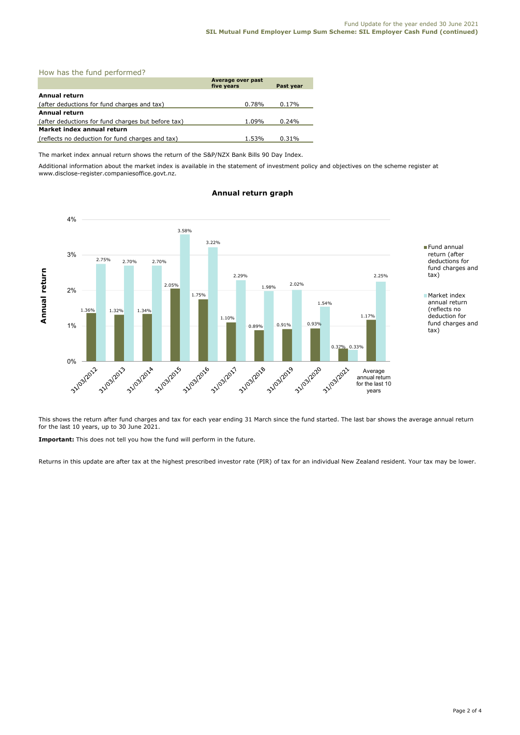## How has the fund performed?

| | Average over past five years | Past year |
|---|---|---|
| **Annual return** | | |
| (after deductions for fund charges and tax) | 0.78% | 0.17% |
| **Annual return** | | |
| (after deductions for fund charges but before tax) | 1.09% | 0.24% |
| **Market index annual return** | | |
| (reflects no deduction for fund charges and tax) | 1.53% | 0.31% |

The market index annual return shows the return of the S&P/NZX Bank Bills 90 Day Index.

Additional information about the market index is available in the statement of investment policy and objectives on the scheme register at www.disclose-register.companiesoffice.govt.nz.

### Annual return graph

| Year | Fund annual return (after deductions for fund charges and tax) | Market index annual return (reflects no deduction for fund charges and tax) |
|---|---|---|
| 31/03/2012 | 1.36% | 2.75% |
| 31/03/2013 | 1.32% | 2.70% |
| 31/03/2014 | 1.34% | 2.70% |
| 31/03/2015 | 2.05% | 3.58% |
| 31/03/2016 | 1.75% | 3.22% |
| 31/03/2017 | 1.10% | 2.29% |
| 31/03/2018 | 0.89% | 1.98% |
| 31/03/2019 | 0.91% | 2.02% |
| 31/03/2020 | 0.93% | 1.54% |
| 31/03/2021 | 0.37% | 0.33% |
| Average annual return for the last 10 years | 1.17% | 2.25% |

This shows the return after fund charges and tax for each year ending 31 March since the fund started. The last bar shows the average annual return for the last 10 years, up to 30 June 2021.

**Important:** This does not tell you how the fund will perform in the future.

Returns in this update are after tax at the highest prescribed investor rate (PIR) of tax for an individual New Zealand resident. Your tax may be lower.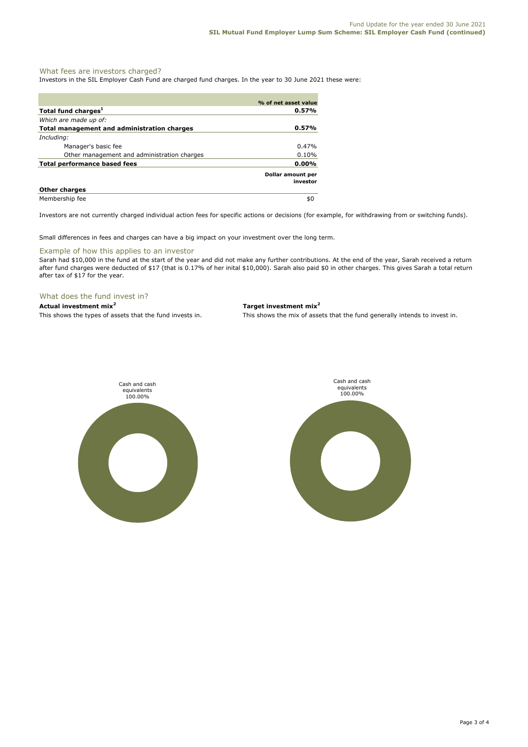## What fees are investors charged?

Investors in the SIL Employer Cash Fund are charged fund charges. In the year to 30 June 2021 these were:

| | % of net asset value |
|---|---|
| **Total fund charges[1]** | **0.57%** |
| *Which are made up of:* | |
| **Total management and administration charges** | **0.57%** |
| *Including:* | |
| Manager's basic fee | 0.47% |
| Other management and administration charges | 0.10% |
| **Total performance based fees** | **0.00%** |
| | **Dollar amount per investor** |
| **Other charges** | |
| Membership fee | $0 |

Investors are not currently charged individual action fees for specific actions or decisions (for example, for withdrawing from or switching funds).

Small differences in fees and charges can have a big impact on your investment over the long term.

### Example of how this applies to an investor

Sarah had $10,000 in the fund at the start of the year and did not make any further contributions. At the end of the year, Sarah received a return after fund charges were deducted of $17 (that is 0.17% of her inital $10,000). Sarah also paid $0 in other charges. This gives Sarah a total return after tax of $17 for the year.

## What does the fund invest in?

**Actual investment mix[2]**

This shows the types of assets that the fund invests in.

Cash and cash equivalents 100.00%

**Target investment mix[2]**

This shows the mix of assets that the fund generally intends to invest in.

Cash and cash equivalents 100.00%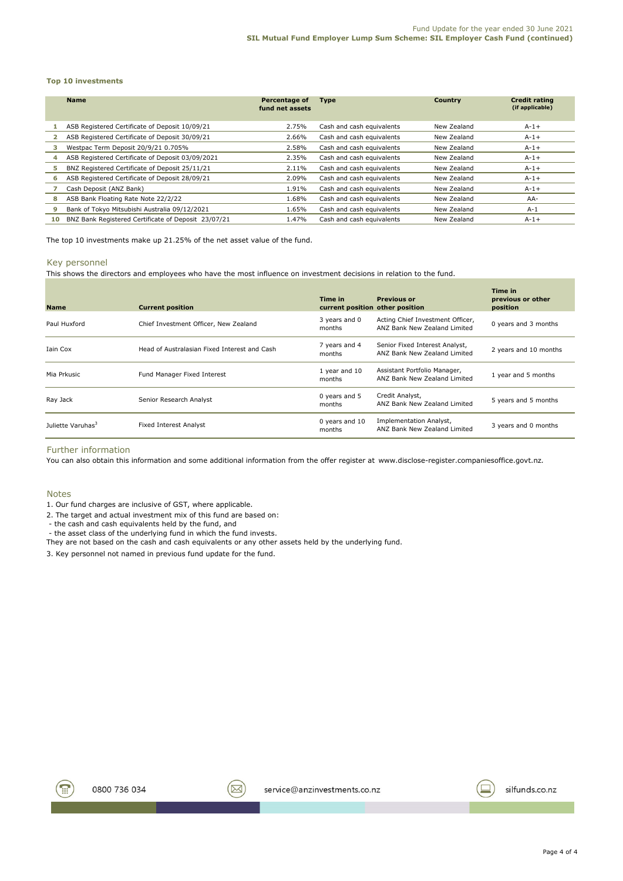### Top 10 investments

| | Name | Percentage of fund net assets | Type | Country | Credit rating (if applicable) |
|---|---|---|---|---|---|
| 1 | ASB Registered Certificate of Deposit 10/09/21 | 2.75% | Cash and cash equivalents | New Zealand | A-1+ |
| 2 | ASB Registered Certificate of Deposit 30/09/21 | 2.66% | Cash and cash equivalents | New Zealand | A-1+ |
| 3 | Westpac Term Deposit 20/9/21 0.705% | 2.58% | Cash and cash equivalents | New Zealand | A-1+ |
| 4 | ASB Registered Certificate of Deposit 03/09/2021 | 2.35% | Cash and cash equivalents | New Zealand | A-1+ |
| 5 | BNZ Registered Certificate of Deposit 25/11/21 | 2.11% | Cash and cash equivalents | New Zealand | A-1+ |
| 6 | ASB Registered Certificate of Deposit 28/09/21 | 2.09% | Cash and cash equivalents | New Zealand | A-1+ |
| 7 | Cash Deposit (ANZ Bank) | 1.91% | Cash and cash equivalents | New Zealand | A-1+ |
| 8 | ASB Bank Floating Rate Note 22/2/22 | 1.68% | Cash and cash equivalents | New Zealand | AA- |
| 9 | Bank of Tokyo Mitsubishi Australia 09/12/2021 | 1.65% | Cash and cash equivalents | New Zealand | A-1 |
| 10 | BNZ Bank Registered Certificate of Deposit 23/07/21 | 1.47% | Cash and cash equivalents | New Zealand | A-1+ |

The top 10 investments make up 21.25% of the net asset value of the fund.

## Key personnel

This shows the directors and employees who have the most influence on investment decisions in relation to the fund.

| Name | Current position | Time in current position | Previous or other position | Time in previous or other position |
|---|---|---|---|---|
| Paul Huxford | Chief Investment Officer, New Zealand | 3 years and 0 months | Acting Chief Investment Officer, ANZ Bank New Zealand Limited | 0 years and 3 months |
| Iain Cox | Head of Australasian Fixed Interest and Cash | 7 years and 4 months | Senior Fixed Interest Analyst, ANZ Bank New Zealand Limited | 2 years and 10 months |
| Mia Prkusic | Fund Manager Fixed Interest | 1 year and 10 months | Assistant Portfolio Manager, ANZ Bank New Zealand Limited | 1 year and 5 months |
| Ray Jack | Senior Research Analyst | 0 years and 5 months | Credit Analyst, ANZ Bank New Zealand Limited | 5 years and 5 months |
| Juliette Varuhas[3] | Fixed Interest Analyst | 0 years and 10 months | Implementation Analyst, ANZ Bank New Zealand Limited | 3 years and 0 months |

## Further information

You can also obtain this information and some additional information from the offer register at www.disclose-register.companiesoffice.govt.nz.

## Notes

1. Our fund charges are inclusive of GST, where applicable.
2. The target and actual investment mix of this fund are based on:
 - the cash and cash equivalents held by the fund, and
 - the asset class of the underlying fund in which the fund invests.

They are not based on the cash and cash equivalents or any other assets held by the underlying fund.

3. Key personnel not named in previous fund update for the fund.

0800 736 034

service@anzinvestments.co.nz

silfunds.co.nz